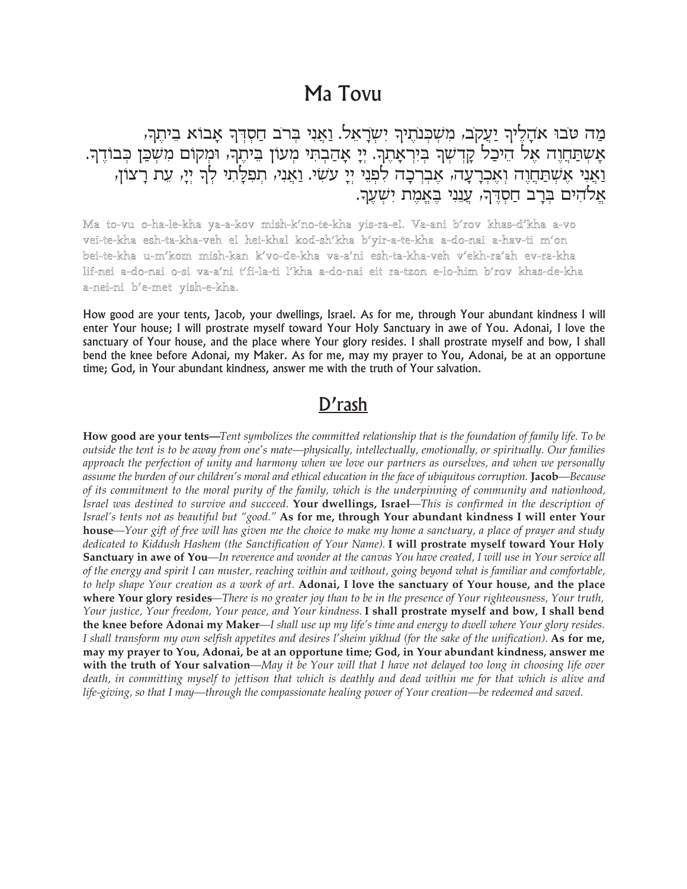# Ma Tovu

מַה טֹּבוּ אֹהָלֶיךָ יַעֲקֹב, מִשְׁכְּנֹתֶיךָ יִשְׂרָאֵל. וַאֲנִי בְּרֹב חַסְדְּךָ אָבוֹא בֵיתֶךָ, אֶשְׁתַּחֲוֶה אֶל הֵיכַל קָדְשְׁךָ בְּיִרְאָתֶךָ. יְיָ אָהַבְתִּי מְעוֹן בֵּיתֶךָ, וּמְקוֹם מִשְׁכַּן כְּבוֹדֶךָ. וַאֲנִי אֶשְׁתַּחֲוֶה וְאֶכְרָעָה, אֶבְרְכָה לִפְנֵי יְיָ עֹשִׂי. וַאֲנִי, תְפִלָּתִי לְךָ יְיָ, עֵת רָצוֹן, אֱלֹהִים בְּרָב חַסְדֶּךָ, עֲנֵנִי בֶּאֱמֶת יִשְׁעֶךָ.

Ma to-vu o-ha-le-kha ya-a-kov mish-k'no-te-kha yis-ra-el. Va-ani b'rov khas-d'kha a-vo vei-te-kha esh-ta-kha-veh el hei-khal kod-sh'kha b'yir-a-te-kha a-do-nai a-hav-ti m'on bei-te-kha u-m'kom mish-kan k'vo-de-kha va-a'ni esh-ta-kha-veh v'ekh-ra'ah ev-ra-kha lif-nei a-do-nai o-si va-a'ni t'fi-la-ti l'kha a-do-nai eit ra-tzon e-lo-him b'rov khas-de-kha a-nei-ni b'e-met yish-e-kha.

How good are your tents, Jacob, your dwellings, Israel. As for me, through Your abundant kindness I will enter Your house; I will prostrate myself toward Your Holy Sanctuary in awe of You. Adonai, I love the sanctuary of Your house, and the place where Your glory resides. I shall prostrate myself and bow, I shall bend the knee before Adonai, my Maker. As for me, may my prayer to You, Adonai, be at an opportune time; God, in Your abundant kindness, answer me with the truth of Your salvation.

## D'rash

**How good are your tents—***Tent symbolizes the committed relationship that is the foundation of family life. To be outside the tent is to be away from one's mate—physically, intellectually, emotionally, or spiritually. Our families approach the perfection of unity and harmony when we love our partners as ourselves, and when we personally assume the burden of our children's moral and ethical education in the face of ubiquitous corruption.* **Jacob**—*Because of its commitment to the moral purity of the family, which is the underpinning of community and nationhood, Israel was destined to survive and succeed.* **Your dwellings, Israel**—*This is confirmed in the description of Israel's tents not as beautiful but "good."* **As for me, through Your abundant kindness I will enter Your house**—*Your gift of free will has given me the choice to make my home a sanctuary, a place of prayer and study dedicated to Kiddush Hashem (the Sanctification of Your Name).* **I will prostrate myself toward Your Holy Sanctuary in awe of You**—*In reverence and wonder at the canvas You have created, I will use in Your service all of the energy and spirit I can muster, reaching within and without, going beyond what is familiar and comfortable, to help shape Your creation as a work of art.* **Adonai, I love the sanctuary of Your house, and the place where Your glory resides**—*There is no greater joy than to be in the presence of Your righteousness, Your truth, Your justice, Your freedom, Your peace, and Your kindness.* **I shall prostrate myself and bow, I shall bend the knee before Adonai my Maker**—*I shall use up my life's time and energy to dwell where Your glory resides. I shall transform my own selfish appetites and desires l'sheim yikhud (for the sake of the unification).* **As for me, may my prayer to You, Adonai, be at an opportune time; God, in Your abundant kindness, answer me with the truth of Your salvation**—*May it be Your will that I have not delayed too long in choosing life over death, in committing myself to jettison that which is deathly and dead within me for that which is alive and life-giving, so that I may—through the compassionate healing power of Your creation—be redeemed and saved.*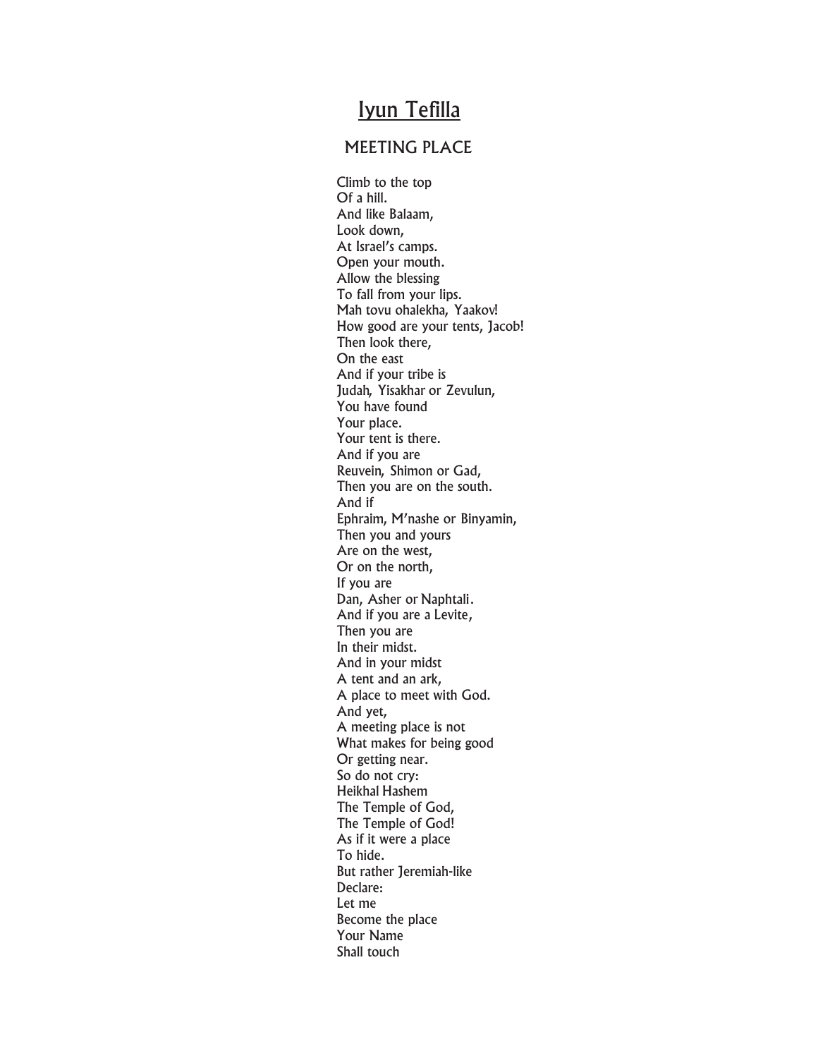# Iyun Tefilla

## MEETING PLACE

Climb to the top  
Of a hill.  
And like Balaam,  
Look down,  
At Israel's camps.  
Open your mouth.  
Allow the blessing  
To fall from your lips.  
Mah tovu ohalekha, Yaakov!  
How good are your tents, Jacob!  
Then look there,  
On the east  
And if your tribe is  
Judah, Yisakhar or Zevulun,  
You have found  
Your place.  
Your tent is there.  
And if you are  
Reuvein, Shimon or Gad,  
Then you are on the south.  
And if  
Ephraim, M'nashe or Binyamin,  
Then you and yours  
Are on the west,  
Or on the north,  
If you are  
Dan, Asher or Naphtali.  
And if you are a Levite,  
Then you are  
In their midst.  
And in your midst  
A tent and an ark,  
A place to meet with God.  
And yet,  
A meeting place is not  
What makes for being good  
Or getting near.  
So do not cry:  
Heikhal Hashem  
The Temple of God,  
The Temple of God!  
As if it were a place  
To hide.  
But rather Jeremiah-like  
Declare:  
Let me  
Become the place  
Your Name  
Shall touch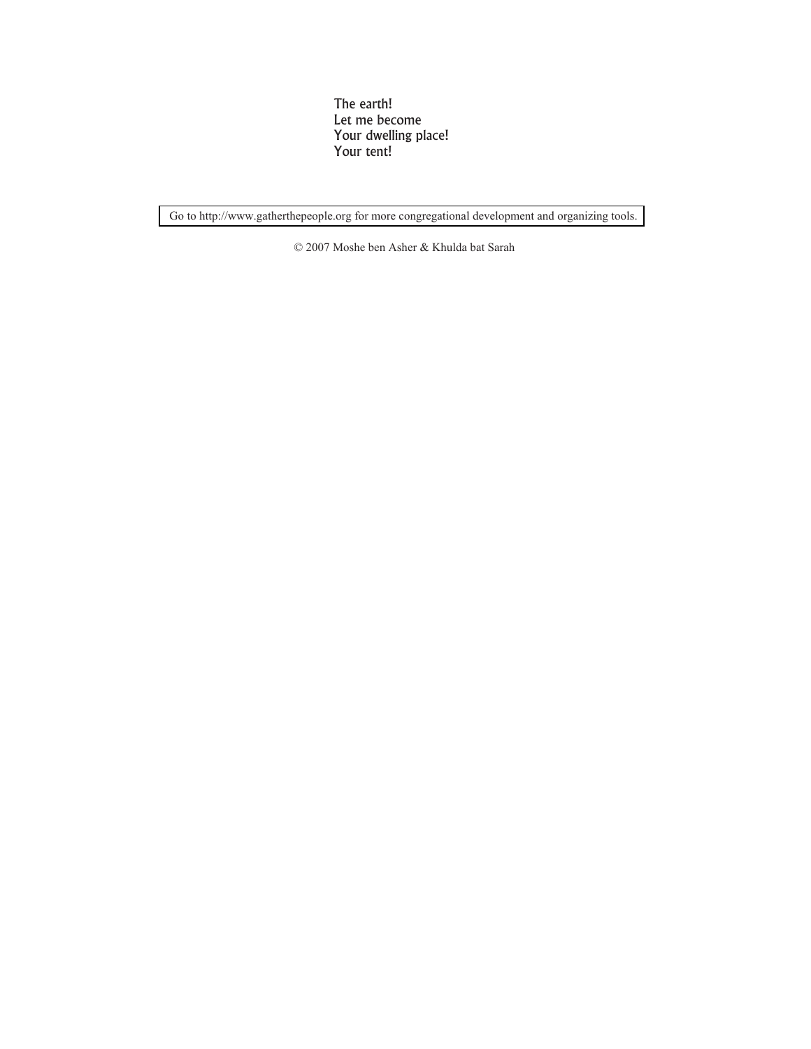The earth!
Let me become
Your dwelling place!
Your tent!

Go to http://www.gatherthepeople.org for more congregational development and organizing tools.

© 2007 Moshe ben Asher & Khulda bat Sarah